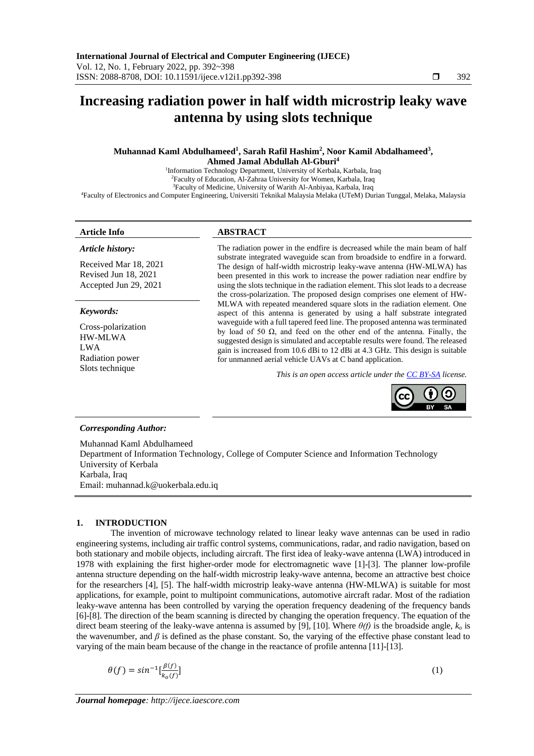# Increasing radiation power in half width microstrip leaky wave antenna by using slots technique

**Muhannad Kaml Abdulhameed[1], Sarah Rafil Hashim[2], Noor Kamil Abdalhameed[3], Ahmed Jamal Abdullah Al-Gburi[4]**

[1]Information Technology Department, University of Kerbala, Karbala, Iraq
[2]Faculty of Education, Al-Zahraa University for Women, Karbala, Iraq
[3]Faculty of Medicine, University of Warith Al-Anbiyaa, Karbala, Iraq
[4]Faculty of Electronics and Computer Engineering, Universiti Teknikal Malaysia Melaka (UTeM) Durian Tunggal, Melaka, Malaysia

**Article Info**

*Article history:*

Received Mar 18, 2021
Revised Jun 18, 2021
Accepted Jun 29, 2021

*Keywords:*

Cross-polarization
HW-MLWA
LWA
Radiation power
Slots technique

**ABSTRACT**

The radiation power in the endfire is decreased while the main beam of half substrate integrated waveguide scan from broadside to endfire in a forward. The design of half-width microstrip leaky-wave antenna (HW-MLWA) has been presented in this work to increase the power radiation near endfire by using the slots technique in the radiation element. This slot leads to a decrease the cross-polarization. The proposed design comprises one element of HW-MLWA with repeated meandered square slots in the radiation element. One aspect of this antenna is generated by using a half substrate integrated waveguide with a full tapered feed line. The proposed antenna was terminated by load of 50 Ω, and feed on the other end of the antenna. Finally, the suggested design is simulated and acceptable results were found. The released gain is increased from 10.6 dBi to 12 dBi at 4.3 GHz. This design is suitable for unmanned aerial vehicle UAVs at C band application.

*This is an open access article under the CC BY-SA license.*

***Corresponding Author:***

Muhannad Kaml Abdulhameed
Department of Information Technology, College of Computer Science and Information Technology
University of Kerbala
Karbala, Iraq
Email: muhannad.k@uokerbala.edu.iq

## 1. INTRODUCTION

The invention of microwave technology related to linear leaky wave antennas can be used in radio engineering systems, including air traffic control systems, communications, radar, and radio navigation, based on both stationary and mobile objects, including aircraft. The first idea of leaky-wave antenna (LWA) introduced in 1978 with explaining the first higher-order mode for electromagnetic wave [1]-[3]. The planner low-profile antenna structure depending on the half-width microstrip leaky-wave antenna, become an attractive best choice for the researchers [4], [5]. The half-width microstrip leaky-wave antenna (HW-MLWA) is suitable for most applications, for example, point to multipoint communications, automotive aircraft radar. Most of the radiation leaky-wave antenna has been controlled by varying the operation frequency deadening of the frequency bands [6]-[8]. The direction of the beam scanning is directed by changing the operation frequency. The equation of the direct beam steering of the leaky-wave antenna is assumed by [9], [10]. Where $\theta(f)$ is the broadside angle, $k_o$ is the wavenumber, and $\beta$ is defined as the phase constant. So, the varying of the effective phase constant lead to varying of the main beam because of the change in the reactance of profile antenna [11]-[13].

$$\theta(f) = sin^{-1}[\frac{\beta(f)}{k_o(f)}] \tag{1}$$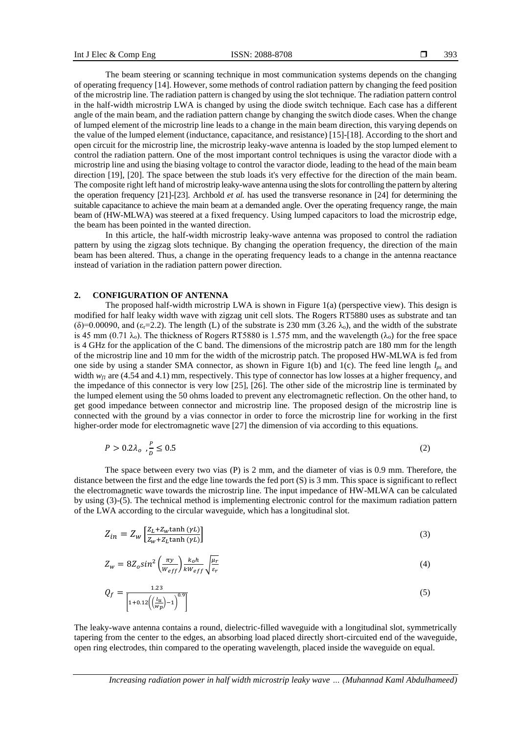The beam steering or scanning technique in most communication systems depends on the changing of operating frequency [14]. However, some methods of control radiation pattern by changing the feed position of the microstrip line. The radiation pattern is changed by using the slot technique. The radiation pattern control in the half-width microstrip LWA is changed by using the diode switch technique. Each case has a different angle of the main beam, and the radiation pattern change by changing the switch diode cases. When the change of lumped element of the microstrip line leads to a change in the main beam direction, this varying depends on the value of the lumped element (inductance, capacitance, and resistance) [15]-[18]. According to the short and open circuit for the microstrip line, the microstrip leaky-wave antenna is loaded by the stop lumped element to control the radiation pattern. One of the most important control techniques is using the varactor diode with a microstrip line and using the biasing voltage to control the varactor diode, leading to the head of the main beam direction [19], [20]. The space between the stub loads it's very effective for the direction of the main beam. The composite right left hand of microstrip leaky-wave antenna using the slots for controlling the pattern by altering the operation frequency [21]-[23]. Archbold *et al.* has used the transverse resonance in [24] for determining the suitable capacitance to achieve the main beam at a demanded angle. Over the operating frequency range, the main beam of (HW-MLWA) was steered at a fixed frequency. Using lumped capacitors to load the microstrip edge, the beam has been pointed in the wanted direction.

In this article, the half-width microstrip leaky-wave antenna was proposed to control the radiation pattern by using the zigzag slots technique. By changing the operation frequency, the direction of the main beam has been altered. Thus, a change in the operating frequency leads to a change in the antenna reactance instead of variation in the radiation pattern power direction.

## 2. CONFIGURATION OF ANTENNA

The proposed half-width microstrip LWA is shown in Figure 1(a) (perspective view). This design is modified for half leaky width wave with zigzag unit cell slots. The Rogers RT5880 uses as substrate and tan ($\delta$)=0.00090, and ($\varepsilon_r$=2.2). The length (L) of the substrate is 230 mm (3.26 $\lambda_o$), and the width of the substrate is 45 mm (0.71 $\lambda_o$). The thickness of Rogers RT5880 is 1.575 mm, and the wavelength ($\lambda_o$) for the free space is 4 GHz for the application of the C band. The dimensions of the microstrip patch are 180 mm for the length of the microstrip line and 10 mm for the width of the microstrip patch. The proposed HW-MLWA is fed from one side by using a stander SMA connector, as shown in Figure 1(b) and 1(c). The feed line length $l_{ps}$ and width $w_{fl}$ are (4.54 and 4.1) mm, respectively. This type of connector has low losses at a higher frequency, and the impedance of this connector is very low [25], [26]. The other side of the microstrip line is terminated by the lumped element using the 50 ohms loaded to prevent any electromagnetic reflection. On the other hand, to get good impedance between connector and microstrip line. The proposed design of the microstrip line is connected with the ground by a vias connector in order to force the microstrip line for working in the first higher-order mode for electromagnetic wave [27] the dimension of via according to this equations.

$$P > 0.2\lambda_o \ , \frac{P}{D} \leq 0.5 \tag{2}$$

The space between every two vias (P) is 2 mm, and the diameter of vias is 0.9 mm. Therefore, the distance between the first and the edge line towards the fed port (S) is 3 mm. This space is significant to reflect the electromagnetic wave towards the microstrip line. The input impedance of HW-MLWA can be calculated by using (3)-(5). The technical method is implementing electronic control for the maximum radiation pattern of the LWA according to the circular waveguide, which has a longitudinal slot.

$$Z_{in} = Z_w \left[\frac{Z_L + Z_w \tanh(\gamma L)}{Z_w + Z_L \tanh(\gamma L)}\right] \tag{3}$$

$$Z_w = 8Z_o \sin^2\left(\frac{\pi y}{W_{eff}}\right) \frac{k_o h}{k W_{eff}} \sqrt{\frac{\mu_r}{\varepsilon_r}} \tag{4}$$

$$Q_f = \frac{1.23}{\left[1 + 0.12\left(\left(\frac{l_u}{w_p}\right) - 1\right)^{0.9}\right]} \tag{5}$$

The leaky-wave antenna contains a round, dielectric-filled waveguide with a longitudinal slot, symmetrically tapering from the center to the edges, an absorbing load placed directly short-circuited end of the waveguide, open ring electrodes, thin compared to the operating wavelength, placed inside the waveguide on equal.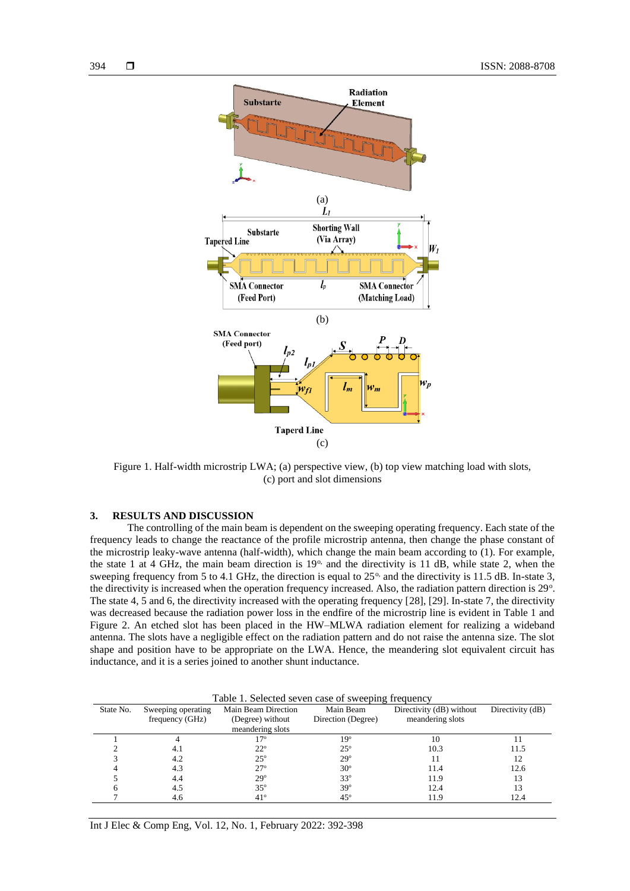Figure 1. Half-width microstrip LWA; (a) perspective view, (b) top view matching load with slots, (c) port and slot dimensions

## 3. RESULTS AND DISCUSSION

The controlling of the main beam is dependent on the sweeping operating frequency. Each state of the frequency leads to change the reactance of the profile microstrip antenna, then change the phase constant of the microstrip leaky-wave antenna (half-width), which change the main beam according to (1). For example, the state 1 at 4 GHz, the main beam direction is 19°, and the directivity is 11 dB, while state 2, when the sweeping frequency from 5 to 4.1 GHz, the direction is equal to 25°, and the directivity is 11.5 dB. In-state 3, the directivity is increased when the operation frequency increased. Also, the radiation pattern direction is 29°. The state 4, 5 and 6, the directivity increased with the operating frequency [28], [29]. In-state 7, the directivity was decreased because the radiation power loss in the endfire of the microstrip line is evident in Table 1 and Figure 2. An etched slot has been placed in the HW–MLWA radiation element for realizing a wideband antenna. The slots have a negligible effect on the radiation pattern and do not raise the antenna size. The slot shape and position have to be appropriate on the LWA. Hence, the meandering slot equivalent circuit has inductance, and it is a series joined to another shunt inductance.

Table 1. Selected seven case of sweeping frequency

| State No. | Sweeping operating frequency (GHz) | Main Beam Direction (Degree) without meandering slots | Main Beam Direction (Degree) | Directivity (dB) without meandering slots | Directivity (dB) |
|---|---|---|---|---|---|
| 1 | 4 | 17° | 19° | 10 | 11 |
| 2 | 4.1 | 22° | 25° | 10.3 | 11.5 |
| 3 | 4.2 | 25° | 29° | 11 | 12 |
| 4 | 4.3 | 27° | 30° | 11.4 | 12.6 |
| 5 | 4.4 | 29° | 33° | 11.9 | 13 |
| 6 | 4.5 | 35° | 39° | 12.4 | 13 |
| 7 | 4.6 | 41° | 45° | 11.9 | 12.4 |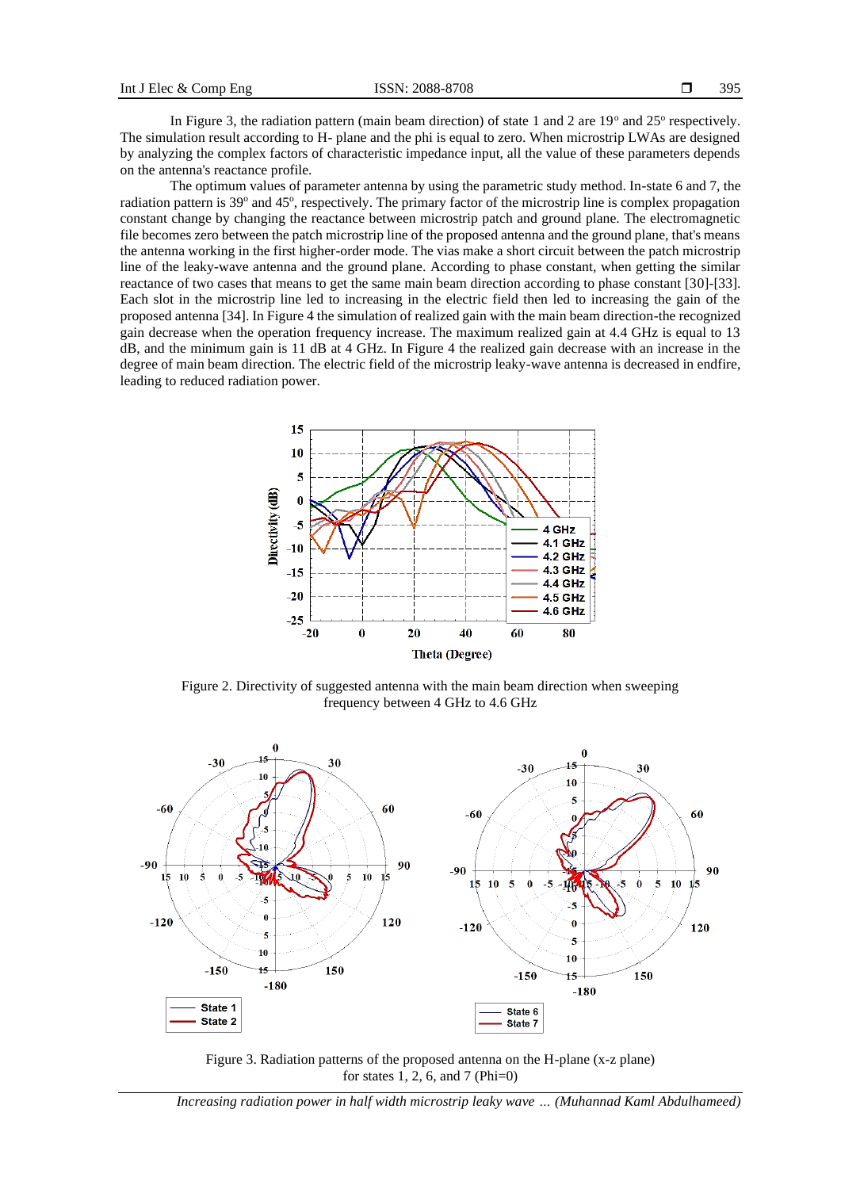In Figure 3, the radiation pattern (main beam direction) of state 1 and 2 are 19° and 25° respectively. The simulation result according to H- plane and the phi is equal to zero. When microstrip LWAs are designed by analyzing the complex factors of characteristic impedance input, all the value of these parameters depends on the antenna's reactance profile.

The optimum values of parameter antenna by using the parametric study method. In-state 6 and 7, the radiation pattern is 39° and 45°, respectively. The primary factor of the microstrip line is complex propagation constant change by changing the reactance between microstrip patch and ground plane. The electromagnetic file becomes zero between the patch microstrip line of the proposed antenna and the ground plane, that's means the antenna working in the first higher-order mode. The vias make a short circuit between the patch microstrip line of the leaky-wave antenna and the ground plane. According to phase constant, when getting the similar reactance of two cases that means to get the same main beam direction according to phase constant [30]-[33]. Each slot in the microstrip line led to increasing in the electric field then led to increasing the gain of the proposed antenna [34]. In Figure 4 the simulation of realized gain with the main beam direction-the recognized gain decrease when the operation frequency increase. The maximum realized gain at 4.4 GHz is equal to 13 dB, and the minimum gain is 11 dB at 4 GHz. In Figure 4 the realized gain decrease with an increase in the degree of main beam direction. The electric field of the microstrip leaky-wave antenna is decreased in endfire, leading to reduced radiation power.

Figure 2. Directivity of suggested antenna with the main beam direction when sweeping frequency between 4 GHz to 4.6 GHz

Figure 3. Radiation patterns of the proposed antenna on the H-plane (x-z plane) for states 1, 2, 6, and 7 (Phi=0)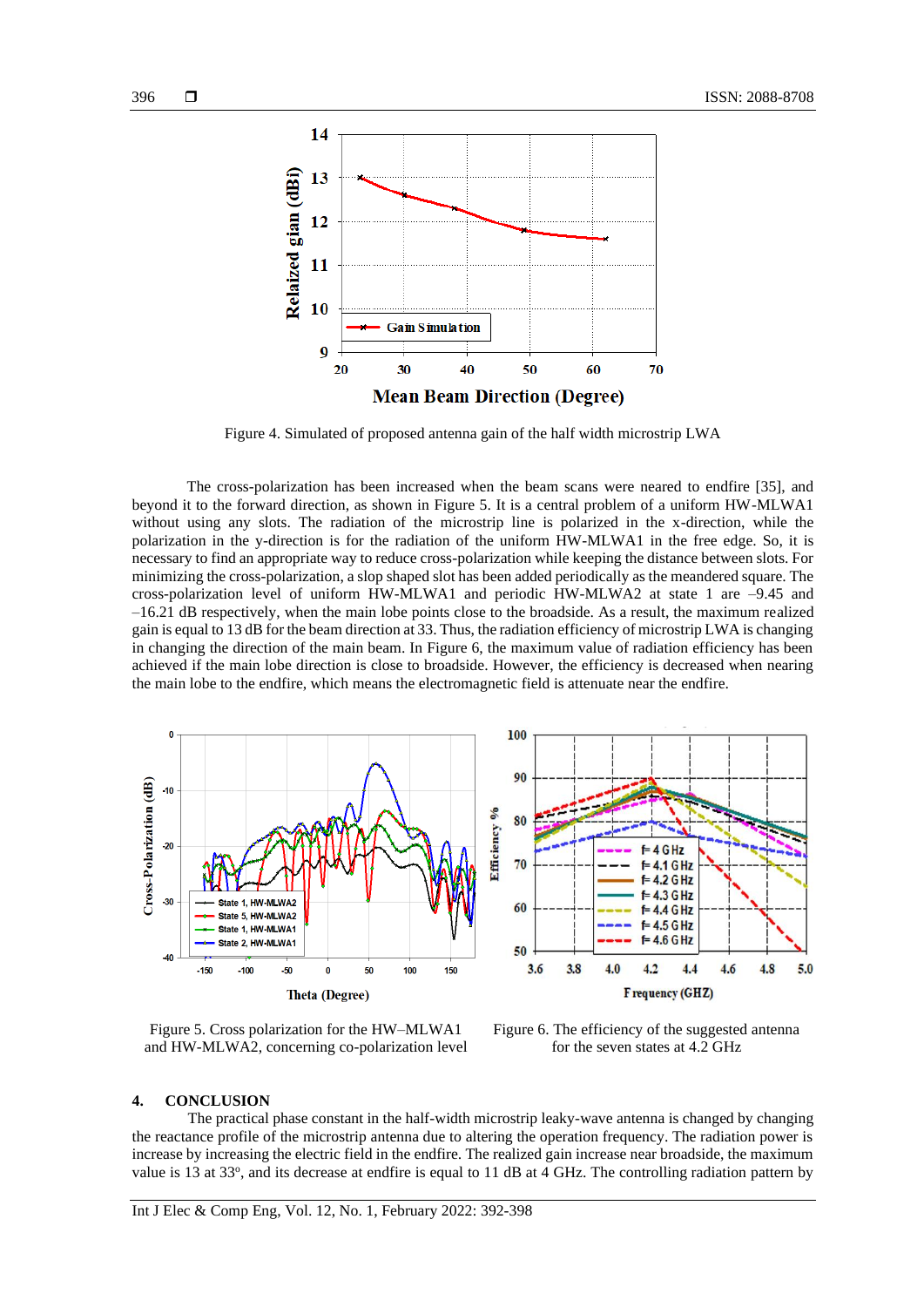Figure 4. Simulated of proposed antenna gain of the half width microstrip LWA

The cross-polarization has been increased when the beam scans were neared to endfire [35], and beyond it to the forward direction, as shown in Figure 5. It is a central problem of a uniform HW-MLWA1 without using any slots. The radiation of the microstrip line is polarized in the x-direction, while the polarization in the y-direction is for the radiation of the uniform HW-MLWA1 in the free edge. So, it is necessary to find an appropriate way to reduce cross-polarization while keeping the distance between slots. For minimizing the cross-polarization, a slop shaped slot has been added periodically as the meandered square. The cross-polarization level of uniform HW-MLWA1 and periodic HW-MLWA2 at state 1 are –9.45 and –16.21 dB respectively, when the main lobe points close to the broadside. As a result, the maximum realized gain is equal to 13 dB for the beam direction at 33. Thus, the radiation efficiency of microstrip LWA is changing in changing the direction of the main beam. In Figure 6, the maximum value of radiation efficiency has been achieved if the main lobe direction is close to broadside. However, the efficiency is decreased when nearing the main lobe to the endfire, which means the electromagnetic field is attenuate near the endfire.

Figure 5. Cross polarization for the HW–MLWA1 and HW-MLWA2, concerning co-polarization level

Figure 6. The efficiency of the suggested antenna for the seven states at 4.2 GHz

## 4. CONCLUSION

The practical phase constant in the half-width microstrip leaky-wave antenna is changed by changing the reactance profile of the microstrip antenna due to altering the operation frequency. The radiation power is increase by increasing the electric field in the endfire. The realized gain increase near broadside, the maximum value is 13 at 33°, and its decrease at endfire is equal to 11 dB at 4 GHz. The controlling radiation pattern by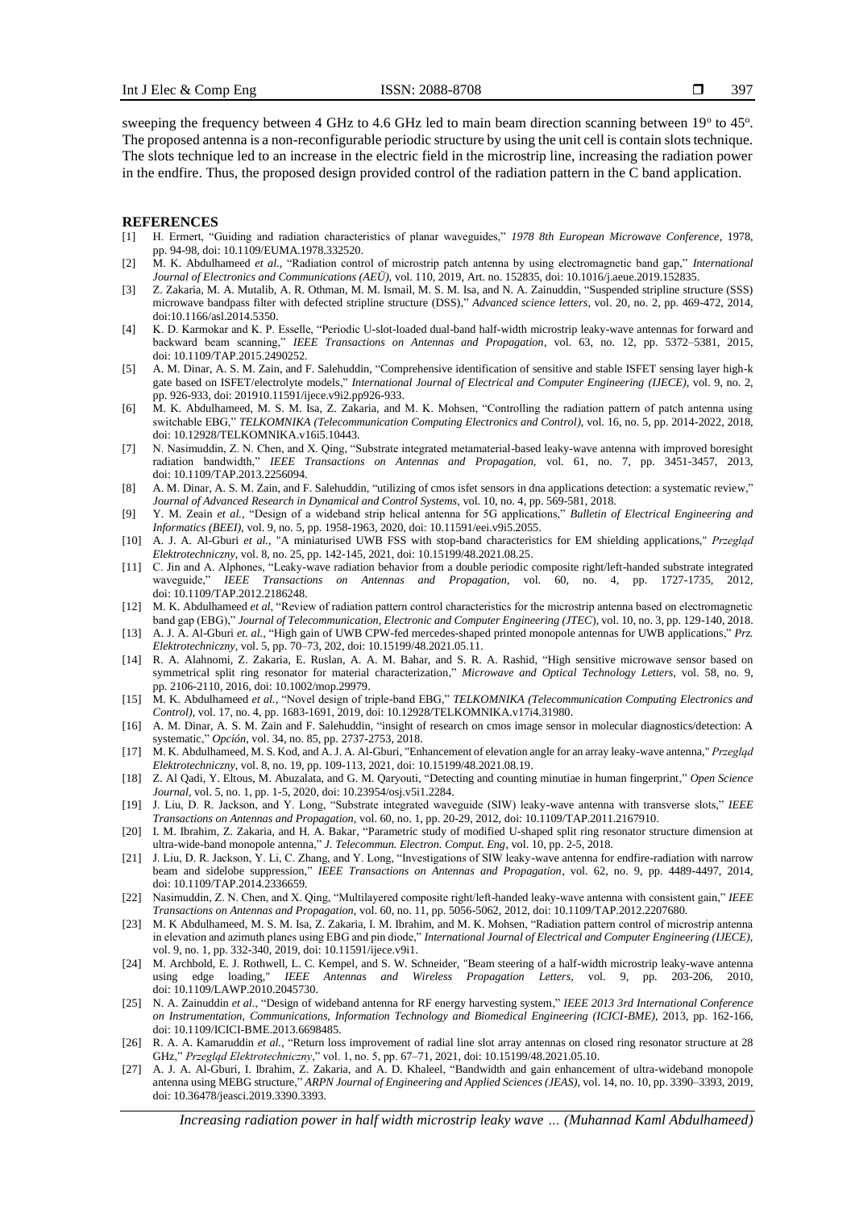sweeping the frequency between 4 GHz to 4.6 GHz led to main beam direction scanning between 19° to 45°. The proposed antenna is a non-reconfigurable periodic structure by using the unit cell is contain slots technique. The slots technique led to an increase in the electric field in the microstrip line, increasing the radiation power in the endfire. Thus, the proposed design provided control of the radiation pattern in the C band application.

## REFERENCES

[1] H. Ermert, "Guiding and radiation characteristics of planar waveguides," *1978 8th European Microwave Conference*, 1978, pp. 94-98, doi: 10.1109/EUMA.1978.332520.

[2] M. K. Abdulhameed *et al.*, "Radiation control of microstrip patch antenna by using electromagnetic band gap," *International Journal of Electronics and Communications (AEÜ)*, vol. 110, 2019, Art. no. 152835, doi: 10.1016/j.aeue.2019.152835.

[3] Z. Zakaria, M. A. Mutalib, A. R. Othman, M. M. Ismail, M. S. M. Isa, and N. A. Zainuddin, "Suspended stripline structure (SSS) microwave bandpass filter with defected stripline structure (DSS)," *Advanced science letters*, vol. 20, no. 2, pp. 469-472, 2014, doi:10.1166/asl.2014.5350.

[4] K. D. Karmokar and K. P. Esselle, "Periodic U-slot-loaded dual-band half-width microstrip leaky-wave antennas for forward and backward beam scanning," *IEEE Transactions on Antennas and Propagation*, vol. 63, no. 12, pp. 5372–5381, 2015, doi: 10.1109/TAP.2015.2490252.

[5] A. M. Dinar, A. S. M. Zain, and F. Salehuddin, "Comprehensive identification of sensitive and stable ISFET sensing layer high-k gate based on ISFET/electrolyte models," *International Journal of Electrical and Computer Engineering (IJECE)*, vol. 9, no. 2, pp. 926-933, doi: 201910.11591/ijece.v9i2.pp926-933.

[6] M. K. Abdulhameed, M. S. M. Isa, Z. Zakaria, and M. K. Mohsen, "Controlling the radiation pattern of patch antenna using switchable EBG," *TELKOMNIKA (Telecommunication Computing Electronics and Control)*, vol. 16, no. 5, pp. 2014-2022, 2018, doi: 10.12928/TELKOMNIKA.v16i5.10443.

[7] N. Nasimuddin, Z. N. Chen, and X. Qing, "Substrate integrated metamaterial-based leaky-wave antenna with improved boresight radiation bandwidth," *IEEE Transactions on Antennas and Propagation*, vol. 61, no. 7, pp. 3451-3457, 2013, doi: 10.1109/TAP.2013.2256094.

[8] A. M. Dinar, A. S. M. Zain, and F. Salehuddin, "utilizing of cmos isfet sensors in dna applications detection: a systematic review," *Journal of Advanced Research in Dynamical and Control Systems*, vol. 10, no. 4, pp. 569-581, 2018.

[9] Y. M. Zeain *et al.*, "Design of a wideband strip helical antenna for 5G applications," *Bulletin of Electrical Engineering and Informatics (BEEI)*, vol. 9, no. 5, pp. 1958-1963, 2020, doi: 10.11591/eei.v9i5.2055.

[10] A. J. A. Al-Gburi *et al.*, "A miniaturised UWB FSS with stop-band characteristics for EM shielding applications," *Przegląd Elektrotechniczny*, vol. 8, no. 25, pp. 142-145, 2021, doi: 10.15199/48.2021.08.25.

[11] C. Jin and A. Alphones, "Leaky-wave radiation behavior from a double periodic composite right/left-handed substrate integrated waveguide," *IEEE Transactions on Antennas and Propagation*, vol. 60, no. 4, pp. 1727-1735, 2012, doi: 10.1109/TAP.2012.2186248.

[12] M. K. Abdulhameed *et al*, "Review of radiation pattern control characteristics for the microstrip antenna based on electromagnetic band gap (EBG)," *Journal of Telecommunication, Electronic and Computer Engineering (JTEC)*, vol. 10, no. 3, pp. 129-140, 2018.

[13] A. J. A. Al-Gburi *et. al.*, "High gain of UWB CPW-fed mercedes-shaped printed monopole antennas for UWB applications," *Prz. Elektrotechniczny*, vol. 5, pp. 70–73, 202, doi: 10.15199/48.2021.05.11.

[14] R. A. Alahnomi, Z. Zakaria, E. Ruslan, A. A. M. Bahar, and S. R. A. Rashid, "High sensitive microwave sensor based on symmetrical split ring resonator for material characterization," *Microwave and Optical Technology Letters*, vol. 58, no. 9, pp. 2106-2110, 2016, doi: 10.1002/mop.29979.

[15] M. K. Abdulhameed *et al.*, "Novel design of triple-band EBG," *TELKOMNIKA (Telecommunication Computing Electronics and Control)*, vol. 17, no. 4, pp. 1683-1691, 2019, doi: 10.12928/TELKOMNIKA.v17i4.31980.

[16] A. M. Dinar, A. S. M. Zain and F. Salehuddin, "insight of research on cmos image sensor in molecular diagnostics/detection: A systematic," *Opción*, vol. 34, no. 85, pp. 2737-2753, 2018.

[17] M. K. Abdulhameed, M. S. Kod, and A. J. A. Al-Gburi, "Enhancement of elevation angle for an array leaky-wave antenna," *Przegląd Elektrotechniczny*, vol. 8, no. 19, pp. 109-113, 2021, doi: 10.15199/48.2021.08.19.

[18] Z. Al Qadi, Y. Eltous, M. Abuzalata, and G. M. Qaryouti, "Detecting and counting minutiae in human fingerprint," *Open Science Journal*, vol. 5, no. 1, pp. 1-5, 2020, doi: 10.23954/osj.v5i1.2284.

[19] J. Liu, D. R. Jackson, and Y. Long, "Substrate integrated waveguide (SIW) leaky-wave antenna with transverse slots," *IEEE Transactions on Antennas and Propagation*, vol. 60, no. 1, pp. 20-29, 2012, doi: 10.1109/TAP.2011.2167910.

[20] I. M. Ibrahim, Z. Zakaria, and H. A. Bakar, "Parametric study of modified U-shaped split ring resonator structure dimension at ultra-wide-band monopole antenna," *J. Telecommun. Electron. Comput. Eng*, vol. 10, pp. 2-5, 2018.

[21] J. Liu, D. R. Jackson, Y. Li, C. Zhang, and Y. Long, "Investigations of SIW leaky-wave antenna for endfire-radiation with narrow beam and sidelobe suppression," *IEEE Transactions on Antennas and Propagation*, vol. 62, no. 9, pp. 4489-4497, 2014, doi: 10.1109/TAP.2014.2336659.

[22] Nasimuddin, Z. N. Chen, and X. Qing, "Multilayered composite right/left-handed leaky-wave antenna with consistent gain," *IEEE Transactions on Antennas and Propagation*, vol. 60, no. 11, pp. 5056-5062, 2012, doi: 10.1109/TAP.2012.2207680.

[23] M. K Abdulhameed, M. S. M. Isa, Z. Zakaria, I. M. Ibrahim, and M. K. Mohsen, "Radiation pattern control of microstrip antenna in elevation and azimuth planes using EBG and pin diode," *International Journal of Electrical and Computer Engineering (IJECE)*, vol. 9, no. 1, pp. 332-340, 2019, doi: 10.11591/ijece.v9i1.

[24] M. Archbold, E. J. Rothwell, L. C. Kempel, and S. W. Schneider, "Beam steering of a half-width microstrip leaky-wave antenna using edge loading," *IEEE Antennas and Wireless Propagation Letters*, vol. 9, pp. 203-206, 2010, doi: 10.1109/LAWP.2010.2045730.

[25] N. A. Zainuddin *et al.*, "Design of wideband antenna for RF energy harvesting system," *IEEE 2013 3rd International Conference on Instrumentation, Communications, Information Technology and Biomedical Engineering (ICICI-BME)*, 2013, pp. 162-166, doi: 10.1109/ICICI-BME.2013.6698485.

[26] R. A. A. Kamaruddin *et al.*, "Return loss improvement of radial line slot array antennas on closed ring resonator structure at 28 GHz," *Przegląd Elektrotechniczny*," vol. 1, no. 5, pp. 67–71, 2021, doi: 10.15199/48.2021.05.10.

[27] A. J. A. Al-Gburi, I. Ibrahim, Z. Zakaria, and A. D. Khaleel, "Bandwidth and gain enhancement of ultra-wideband monopole antenna using MEBG structure," *ARPN Journal of Engineering and Applied Sciences (JEAS)*, vol. 14, no. 10, pp. 3390–3393, 2019, doi: 10.36478/jeasci.2019.3390.3393.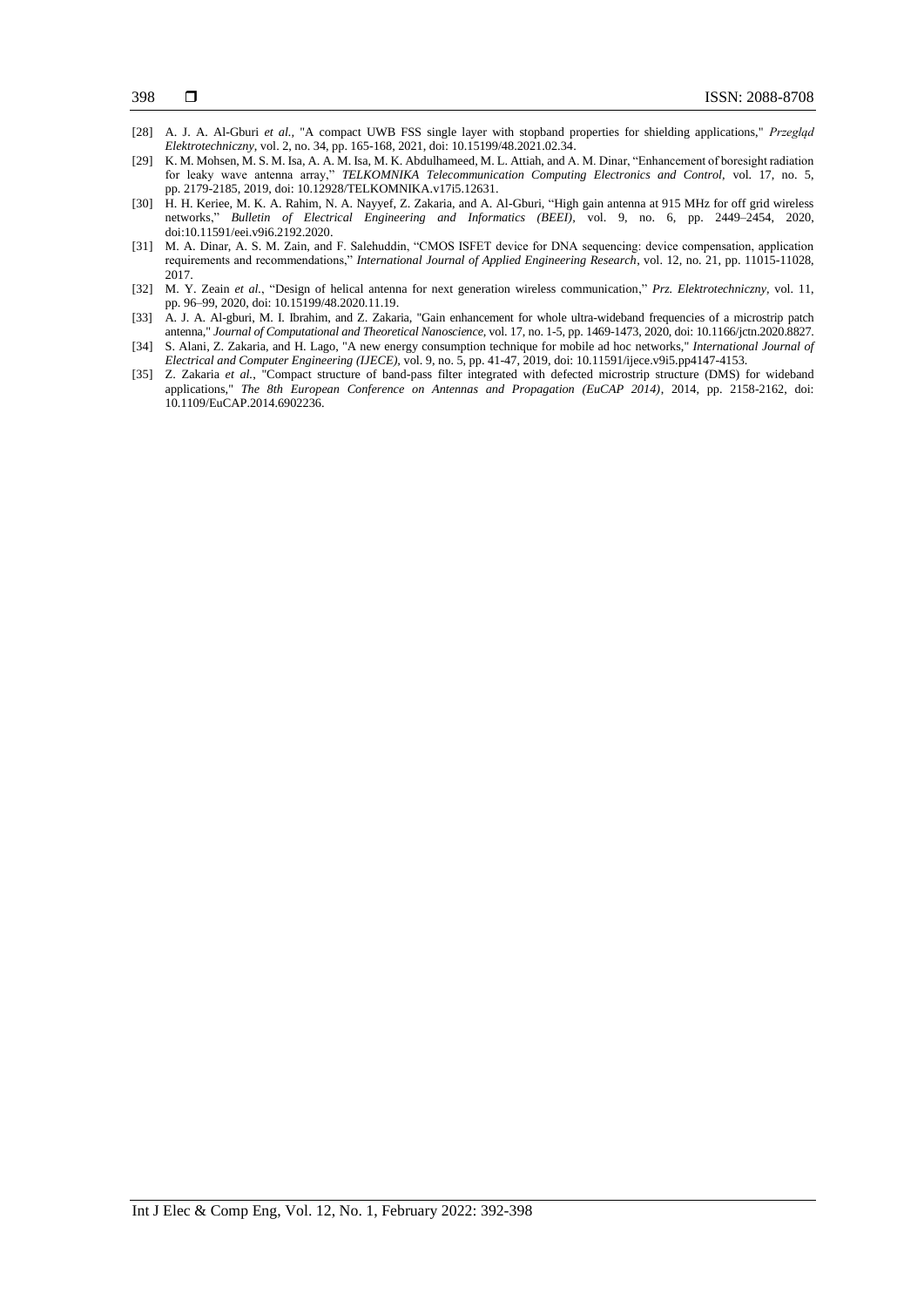[28] A. J. A. Al-Gburi *et al.*, "A compact UWB FSS single layer with stopband properties for shielding applications," *Przegląd Elektrotechniczny*, vol. 2, no. 34, pp. 165-168, 2021, doi: 10.15199/48.2021.02.34.

[29] K. M. Mohsen, M. S. M. Isa, A. A. M. Isa, M. K. Abdulhameed, M. L. Attiah, and A. M. Dinar, "Enhancement of boresight radiation for leaky wave antenna array," *TELKOMNIKA Telecommunication Computing Electronics and Control*, vol. 17, no. 5, pp. 2179-2185, 2019, doi: 10.12928/TELKOMNIKA.v17i5.12631.

[30] H. H. Keriee, M. K. A. Rahim, N. A. Nayyef, Z. Zakaria, and A. Al-Gburi, "High gain antenna at 915 MHz for off grid wireless networks," *Bulletin of Electrical Engineering and Informatics (BEEI)*, vol. 9, no. 6, pp. 2449–2454, 2020, doi:10.11591/eei.v9i6.2192.2020.

[31] M. A. Dinar, A. S. M. Zain, and F. Salehuddin, "CMOS ISFET device for DNA sequencing: device compensation, application requirements and recommendations," *International Journal of Applied Engineering Research*, vol. 12, no. 21, pp. 11015-11028, 2017.

[32] M. Y. Zeain *et al.*, "Design of helical antenna for next generation wireless communication," *Prz. Elektrotechniczny*, vol. 11, pp. 96–99, 2020, doi: 10.15199/48.2020.11.19.

[33] A. J. A. Al-gburi, M. I. Ibrahim, and Z. Zakaria, "Gain enhancement for whole ultra-wideband frequencies of a microstrip patch antenna," *Journal of Computational and Theoretical Nanoscience*, vol. 17, no. 1-5, pp. 1469-1473, 2020, doi: 10.1166/jctn.2020.8827.

[34] S. Alani, Z. Zakaria, and H. Lago, "A new energy consumption technique for mobile ad hoc networks," *International Journal of Electrical and Computer Engineering (IJECE)*, vol. 9, no. 5, pp. 41-47, 2019, doi: 10.11591/ijece.v9i5.pp4147-4153.

[35] Z. Zakaria *et al.*, "Compact structure of band-pass filter integrated with defected microstrip structure (DMS) for wideband applications," *The 8th European Conference on Antennas and Propagation (EuCAP 2014)*, 2014, pp. 2158-2162, doi: 10.1109/EuCAP.2014.6902236.